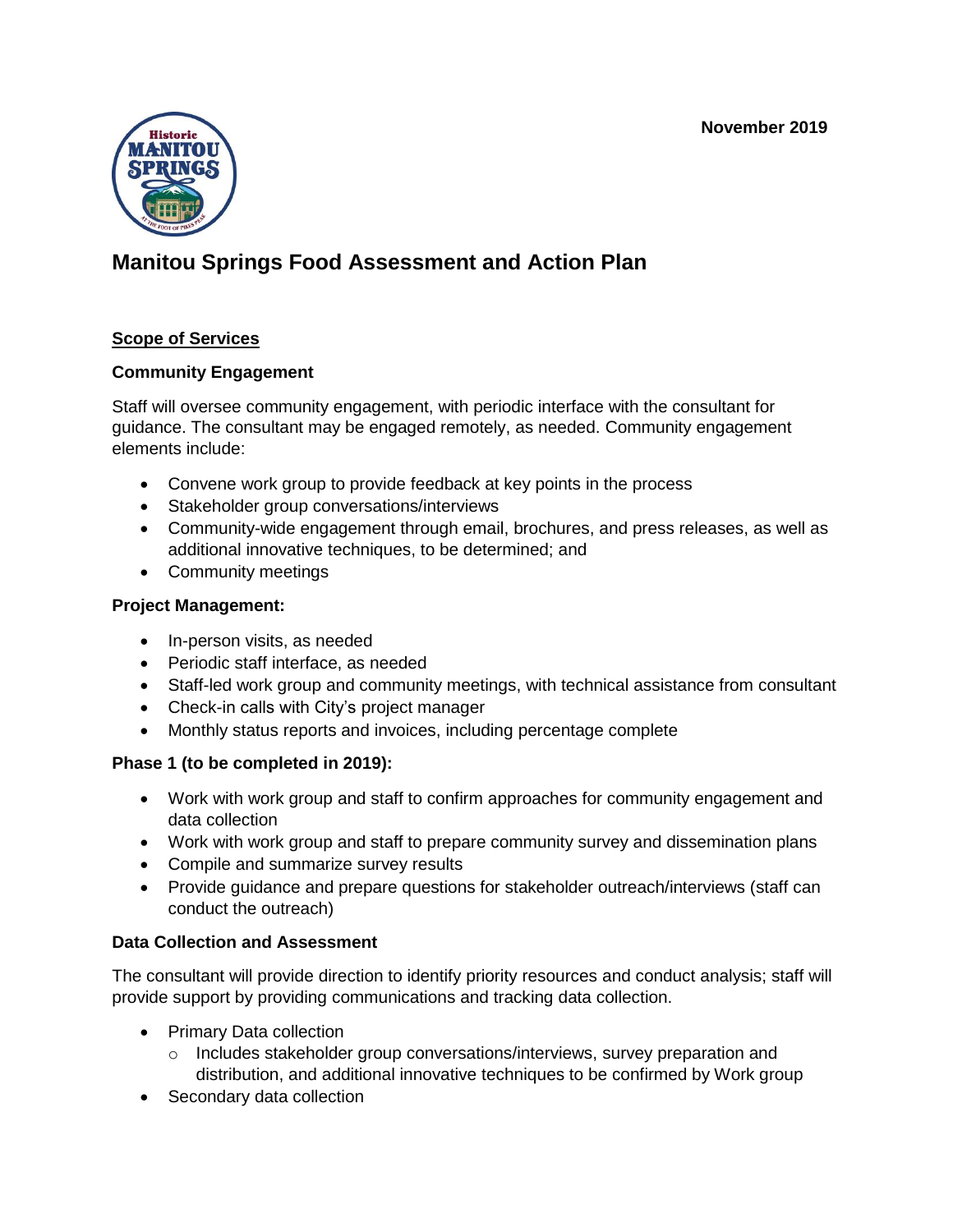November 2019

# Manitou Springs Food Assessment and Action Plan

## Scope of Services

### Community Engagement

Staff will oversee community engagement, with periodic interface with the consultant for guidance. The consultant may be engaged remotely, as needed. Community engagement elements include:

- Convene work group to provide feedback at key points in the process
- Stakeholder group conversations/interviews
- Community-wide engagement through email, brochures, and press releases, as well as additional innovative techniques, to be determined; and
- Community meetings

### Project Management:

- In-person visits, as needed
- Periodic staff interface, as needed
- Staff-led work group and community meetings, with technical assistance from consultant
- Check-in calls with City's project manager
- Monthly status reports and invoices, including percentage complete

### Phase 1 (to be completed in 2019):

- Work with work group and staff to confirm approaches for community engagement and data collection
- Work with work group and staff to prepare community survey and dissemination plans
- Compile and summarize survey results
- Provide guidance and prepare questions for stakeholder outreach/interviews (staff can conduct the outreach)

### Data Collection and Assessment

The consultant will provide direction to identify priority resources and conduct analysis; staff will provide support by providing communications and tracking data collection.

- Primary Data collection
  - Includes stakeholder group conversations/interviews, survey preparation and distribution, and additional innovative techniques to be confirmed by Work group
- Secondary data collection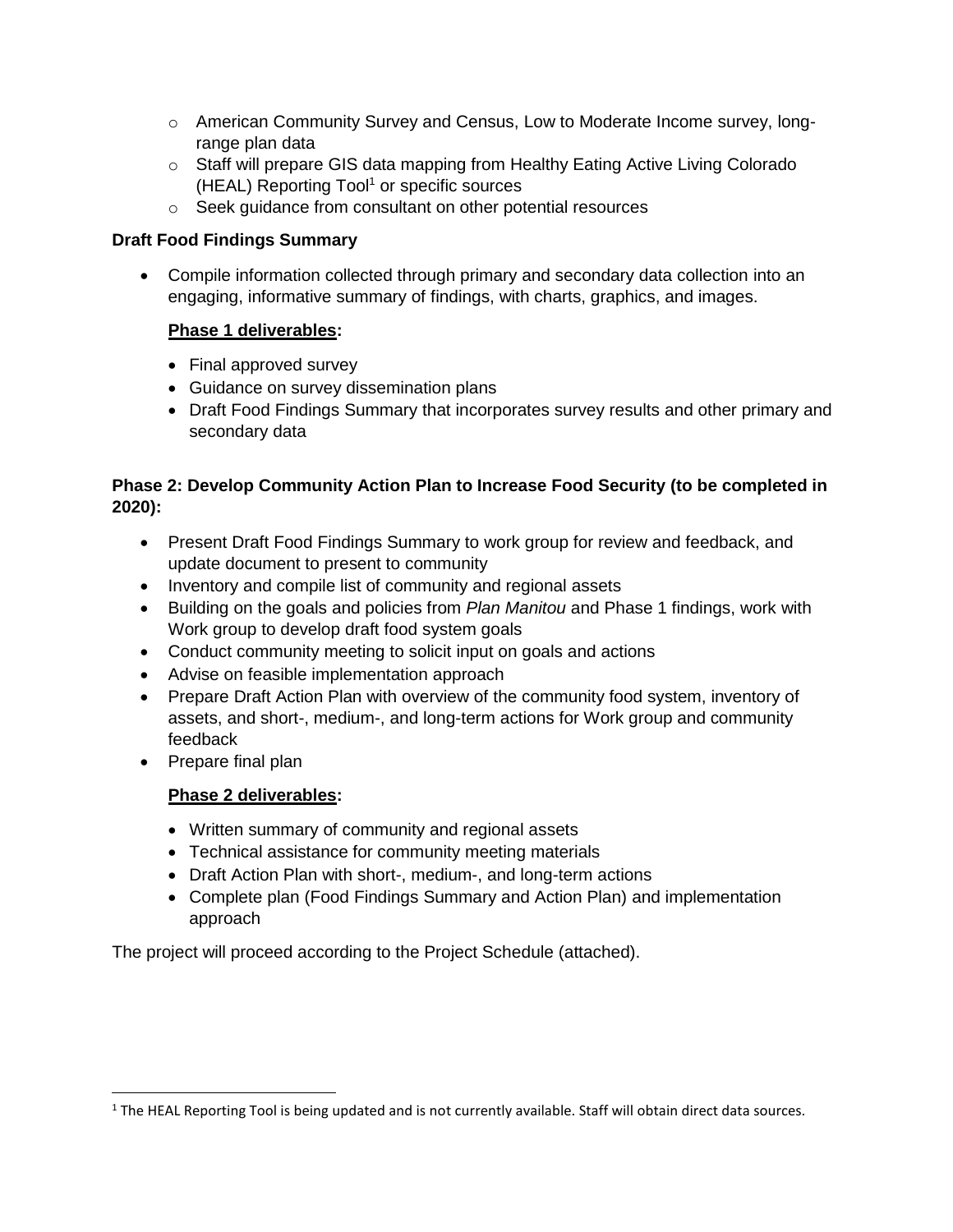- American Community Survey and Census, Low to Moderate Income survey, long-range plan data
  - Staff will prepare GIS data mapping from Healthy Eating Active Living Colorado (HEAL) Reporting Tool[1] or specific sources
  - Seek guidance from consultant on other potential resources

**Draft Food Findings Summary**

- Compile information collected through primary and secondary data collection into an engaging, informative summary of findings, with charts, graphics, and images.

  **Phase 1 deliverables:**

  - Final approved survey
  - Guidance on survey dissemination plans
  - Draft Food Findings Summary that incorporates survey results and other primary and secondary data

**Phase 2: Develop Community Action Plan to Increase Food Security (to be completed in 2020):**

- Present Draft Food Findings Summary to work group for review and feedback, and update document to present to community
- Inventory and compile list of community and regional assets
- Building on the goals and policies from *Plan Manitou* and Phase 1 findings, work with Work group to develop draft food system goals
- Conduct community meeting to solicit input on goals and actions
- Advise on feasible implementation approach
- Prepare Draft Action Plan with overview of the community food system, inventory of assets, and short-, medium-, and long-term actions for Work group and community feedback
- Prepare final plan

  **Phase 2 deliverables:**

  - Written summary of community and regional assets
  - Technical assistance for community meeting materials
  - Draft Action Plan with short-, medium-, and long-term actions
  - Complete plan (Food Findings Summary and Action Plan) and implementation approach

The project will proceed according to the Project Schedule (attached).

[1] The HEAL Reporting Tool is being updated and is not currently available. Staff will obtain direct data sources.